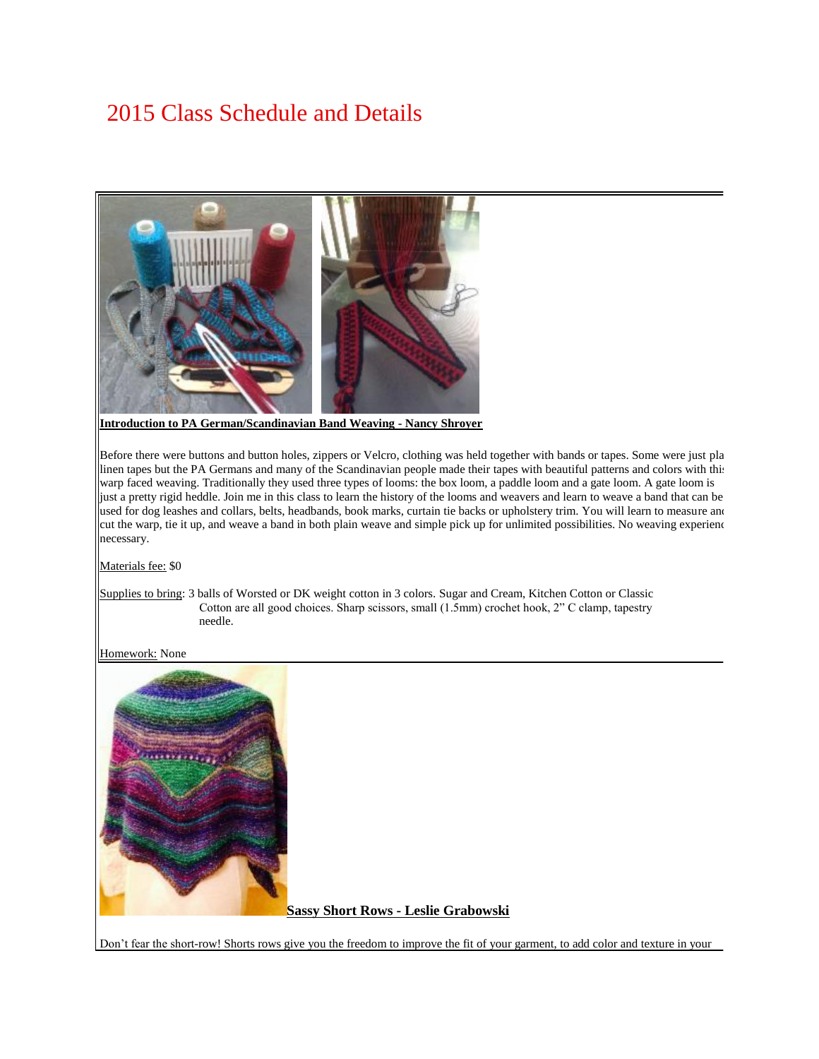# 2015 Class Schedule and Details

**Introduction to PA German/Scandinavian Band Weaving - Nancy Shroyer**

Before there were buttons and button holes, zippers or Velcro, clothing was held together with bands or tapes. Some were just pla linen tapes but the PA Germans and many of the Scandinavian people made their tapes with beautiful patterns and colors with this warp faced weaving. Traditionally they used three types of looms: the box loom, a paddle loom and a gate loom. A gate loom is just a pretty rigid heddle. Join me in this class to learn the history of the looms and weavers and learn to weave a band that can be used for dog leashes and collars, belts, headbands, book marks, curtain tie backs or upholstery trim. You will learn to measure and cut the warp, tie it up, and weave a band in both plain weave and simple pick up for unlimited possibilities. No weaving experienc necessary.

Materials fee: $0

Supplies to bring: 3 balls of Worsted or DK weight cotton in 3 colors. Sugar and Cream, Kitchen Cotton or Classic Cotton are all good choices. Sharp scissors, small (1.5mm) crochet hook, 2" C clamp, tapestry needle.

Homework: None

**Sassy Short Rows - Leslie Grabowski**

Don't fear the short-row! Shorts rows give you the freedom to improve the fit of your garment, to add color and texture in your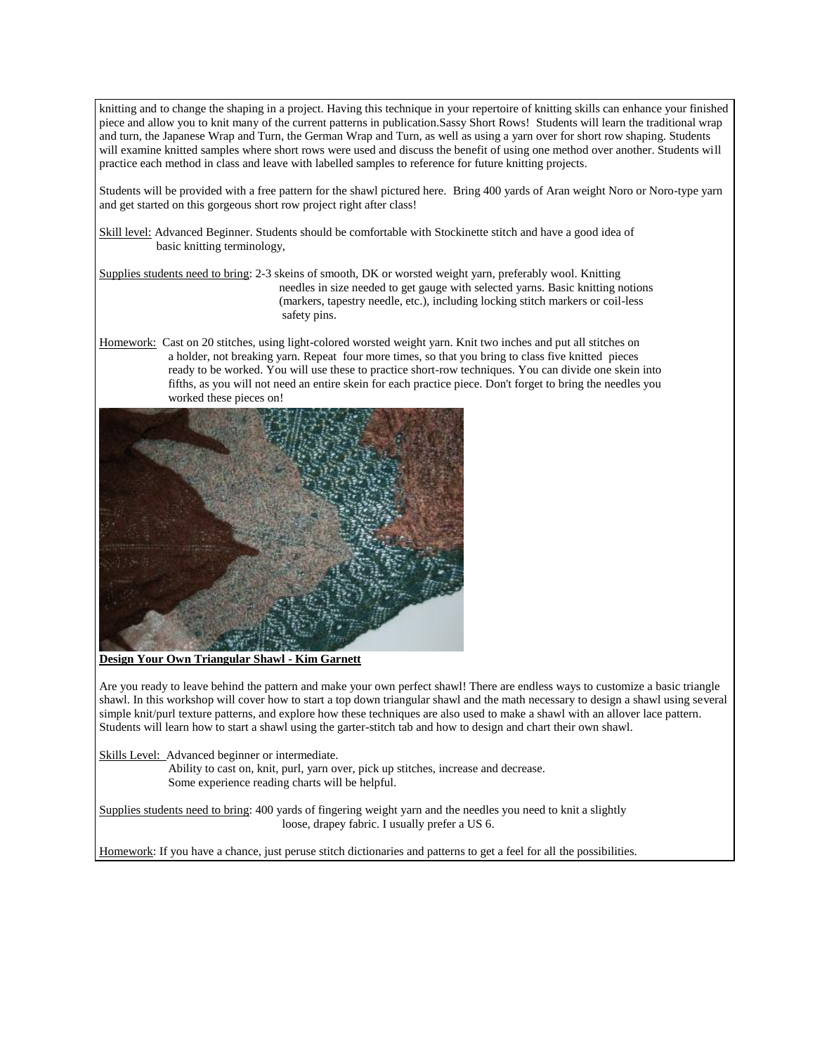knitting and to change the shaping in a project. Having this technique in your repertoire of knitting skills can enhance your finished piece and allow you to knit many of the current patterns in publication.Sassy Short Rows! Students will learn the traditional wrap and turn, the Japanese Wrap and Turn, the German Wrap and Turn, as well as using a yarn over for short row shaping. Students will examine knitted samples where short rows were used and discuss the benefit of using one method over another. Students will practice each method in class and leave with labelled samples to reference for future knitting projects.

Students will be provided with a free pattern for the shawl pictured here. Bring 400 yards of Aran weight Noro or Noro-type yarn and get started on this gorgeous short row project right after class!

Skill level: Advanced Beginner. Students should be comfortable with Stockinette stitch and have a good idea of basic knitting terminology,

Supplies students need to bring: 2-3 skeins of smooth, DK or worsted weight yarn, preferably wool. Knitting needles in size needed to get gauge with selected yarns. Basic knitting notions (markers, tapestry needle, etc.), including locking stitch markers or coil-less safety pins.

Homework: Cast on 20 stitches, using light-colored worsted weight yarn. Knit two inches and put all stitches on a holder, not breaking yarn. Repeat four more times, so that you bring to class five knitted pieces ready to be worked. You will use these to practice short-row techniques. You can divide one skein into fifths, as you will not need an entire skein for each practice piece. Don't forget to bring the needles you worked these pieces on!

**Design Your Own Triangular Shawl - Kim Garnett**

Are you ready to leave behind the pattern and make your own perfect shawl! There are endless ways to customize a basic triangle shawl. In this workshop will cover how to start a top down triangular shawl and the math necessary to design a shawl using several simple knit/purl texture patterns, and explore how these techniques are also used to make a shawl with an allover lace pattern. Students will learn how to start a shawl using the garter-stitch tab and how to design and chart their own shawl.

Skills Level: Advanced beginner or intermediate.
Ability to cast on, knit, purl, yarn over, pick up stitches, increase and decrease.
Some experience reading charts will be helpful.

Supplies students need to bring: 400 yards of fingering weight yarn and the needles you need to knit a slightly loose, drapey fabric. I usually prefer a US 6.

Homework: If you have a chance, just peruse stitch dictionaries and patterns to get a feel for all the possibilities.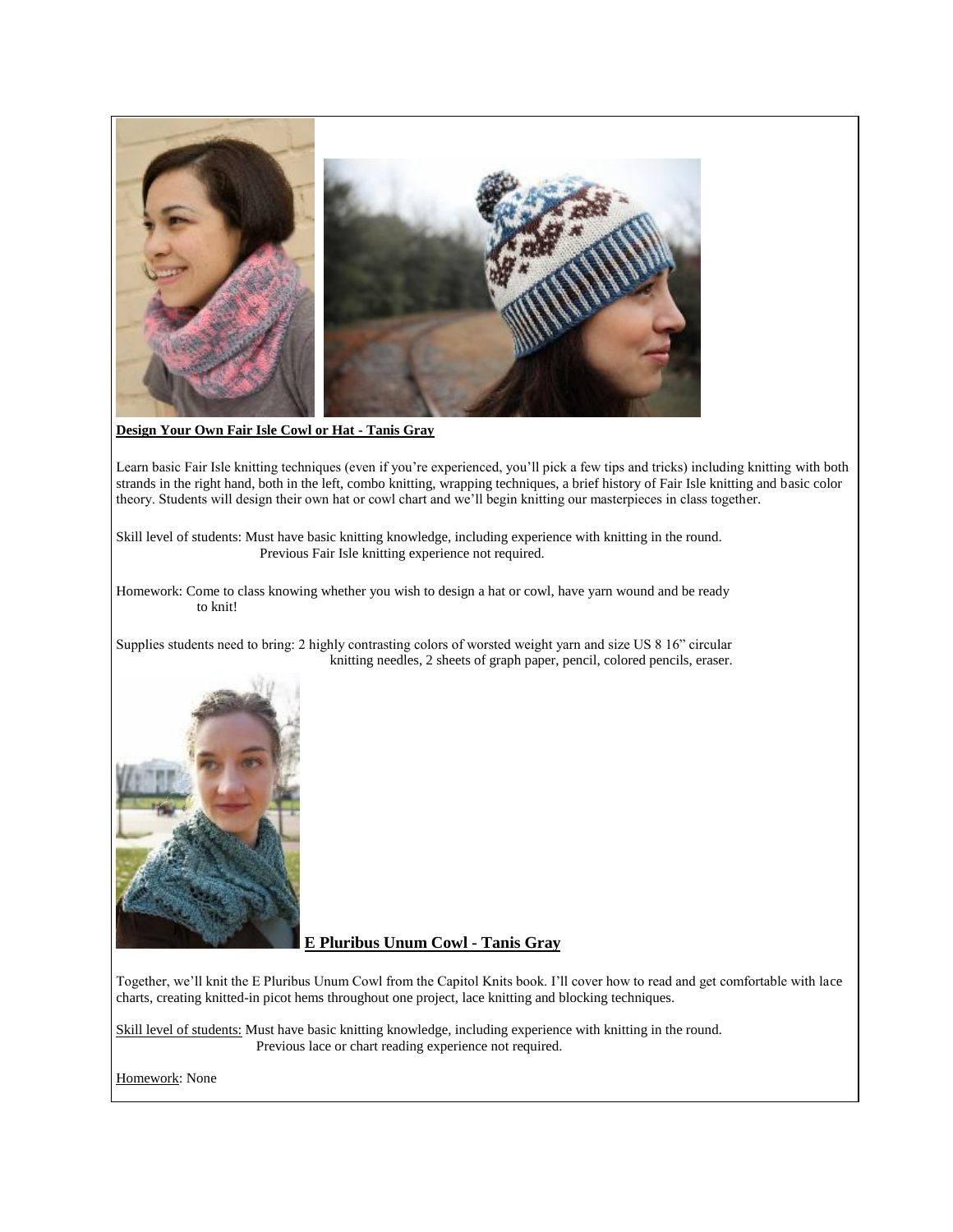**Design Your Own Fair Isle Cowl or Hat - Tanis Gray**

Learn basic Fair Isle knitting techniques (even if you're experienced, you'll pick a few tips and tricks) including knitting with both strands in the right hand, both in the left, combo knitting, wrapping techniques, a brief history of Fair Isle knitting and basic color theory. Students will design their own hat or cowl chart and we'll begin knitting our masterpieces in class together.

Skill level of students: Must have basic knitting knowledge, including experience with knitting in the round. Previous Fair Isle knitting experience not required.

Homework: Come to class knowing whether you wish to design a hat or cowl, have yarn wound and be ready to knit!

Supplies students need to bring: 2 highly contrasting colors of worsted weight yarn and size US 8 16" circular knitting needles, 2 sheets of graph paper, pencil, colored pencils, eraser.

**E Pluribus Unum Cowl - Tanis Gray**

Together, we'll knit the E Pluribus Unum Cowl from the Capitol Knits book. I'll cover how to read and get comfortable with lace charts, creating knitted-in picot hems throughout one project, lace knitting and blocking techniques.

Skill level of students: Must have basic knitting knowledge, including experience with knitting in the round. Previous lace or chart reading experience not required.

Homework: None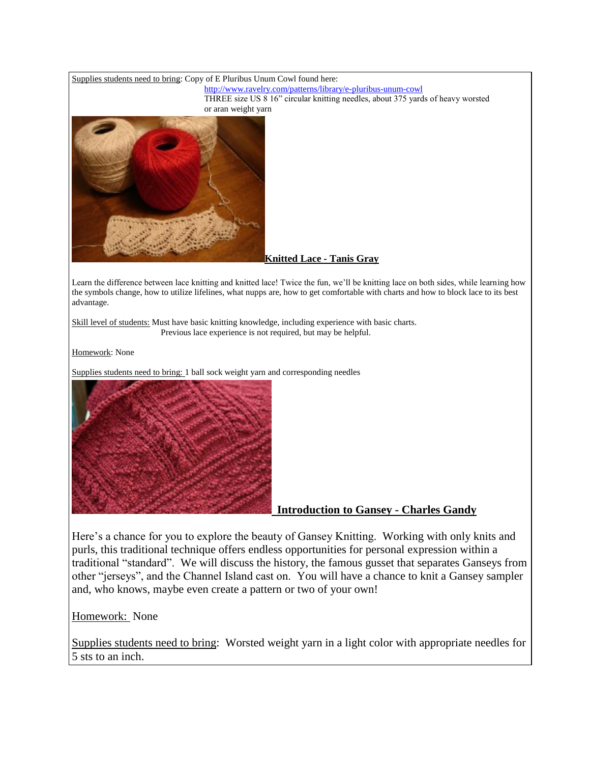Supplies students need to bring: Copy of E Pluribus Unum Cowl found here: http://www.ravelry.com/patterns/library/e-pluribus-unum-cowl
THREE size US 8 16" circular knitting needles, about 375 yards of heavy worsted or aran weight yarn

**Knitted Lace - Tanis Gray**

Learn the difference between lace knitting and knitted lace! Twice the fun, we'll be knitting lace on both sides, while learning how the symbols change, how to utilize lifelines, what nupps are, how to get comfortable with charts and how to block lace to its best advantage.

Skill level of students: Must have basic knitting knowledge, including experience with basic charts. Previous lace experience is not required, but may be helpful.

Homework: None

Supplies students need to bring: 1 ball sock weight yarn and corresponding needles

**Introduction to Gansey - Charles Gandy**

Here's a chance for you to explore the beauty of Gansey Knitting. Working with only knits and purls, this traditional technique offers endless opportunities for personal expression within a traditional "standard". We will discuss the history, the famous gusset that separates Ganseys from other "jerseys", and the Channel Island cast on. You will have a chance to knit a Gansey sampler and, who knows, maybe even create a pattern or two of your own!

Homework: None

Supplies students need to bring: Worsted weight yarn in a light color with appropriate needles for 5 sts to an inch.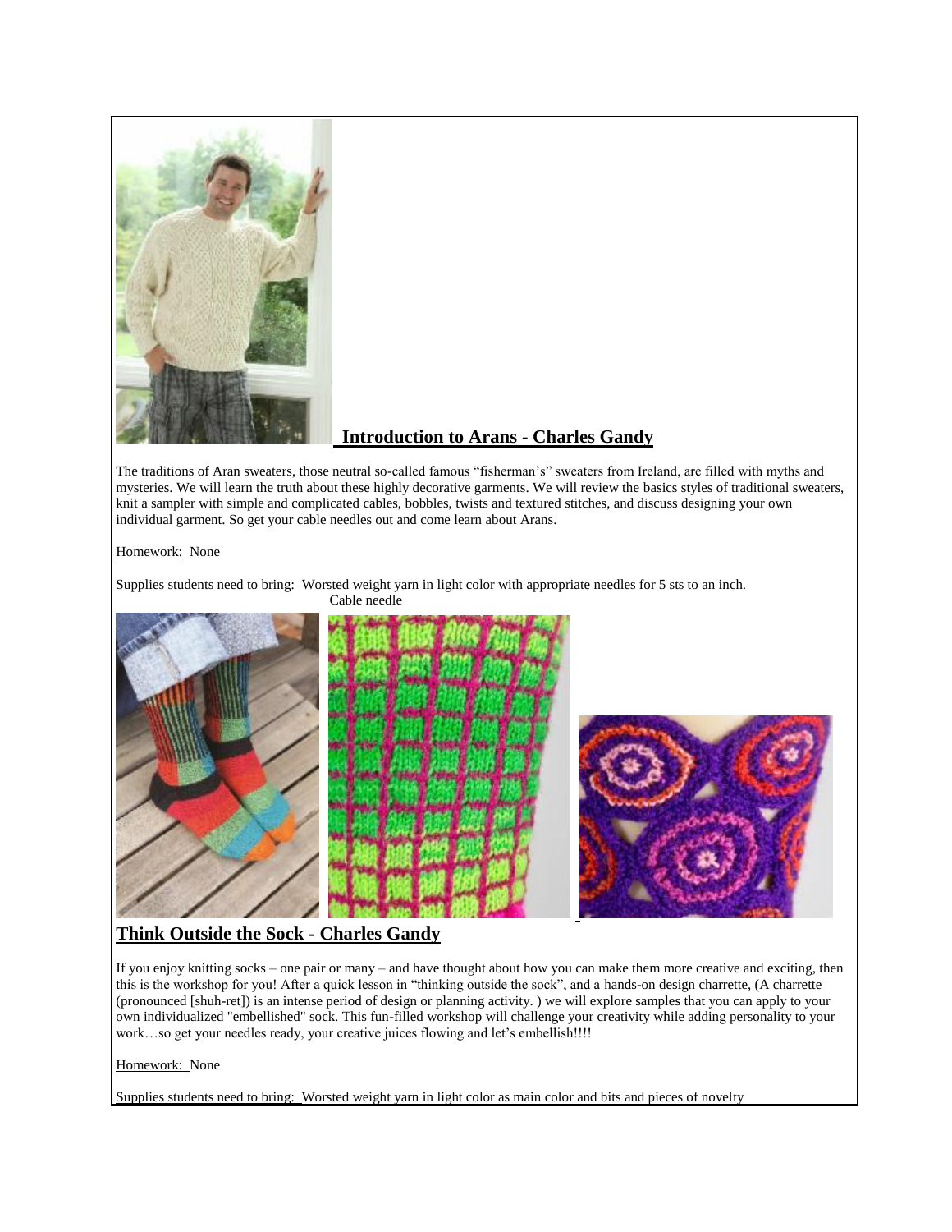## Introduction to Arans - Charles Gandy

The traditions of Aran sweaters, those neutral so-called famous "fisherman's" sweaters from Ireland, are filled with myths and mysteries. We will learn the truth about these highly decorative garments. We will review the basics styles of traditional sweaters, knit a sampler with simple and complicated cables, bobbles, twists and textured stitches, and discuss designing your own individual garment. So get your cable needles out and come learn about Arans.

Homework: None

Supplies students need to bring: Worsted weight yarn in light color with appropriate needles for 5 sts to an inch.
Cable needle

## Think Outside the Sock - Charles Gandy

If you enjoy knitting socks – one pair or many – and have thought about how you can make them more creative and exciting, then this is the workshop for you! After a quick lesson in "thinking outside the sock", and a hands-on design charrette, (A charrette (pronounced [shuh-ret]) is an intense period of design or planning activity. ) we will explore samples that you can apply to your own individualized "embellished" sock. This fun-filled workshop will challenge your creativity while adding personality to your work…so get your needles ready, your creative juices flowing and let's embellish!!!!

Homework: None

Supplies students need to bring: Worsted weight yarn in light color as main color and bits and pieces of novelty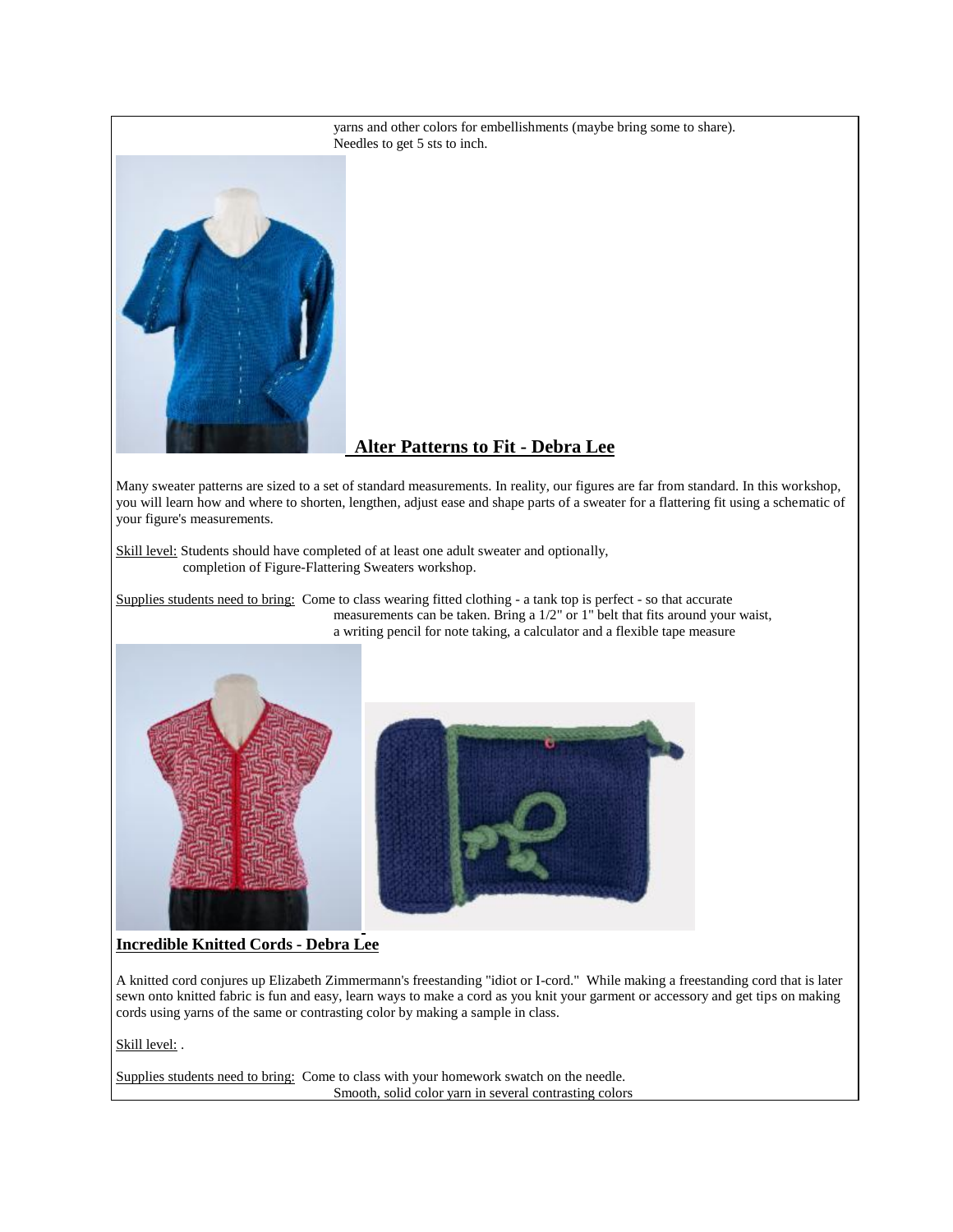yarns and other colors for embellishments (maybe bring some to share).
Needles to get 5 sts to inch.

## Alter Patterns to Fit - Debra Lee

Many sweater patterns are sized to a set of standard measurements. In reality, our figures are far from standard. In this workshop, you will learn how and where to shorten, lengthen, adjust ease and shape parts of a sweater for a flattering fit using a schematic of your figure's measurements.

Skill level: Students should have completed of at least one adult sweater and optionally, completion of Figure-Flattering Sweaters workshop.

Supplies students need to bring: Come to class wearing fitted clothing - a tank top is perfect - so that accurate measurements can be taken. Bring a 1/2" or 1" belt that fits around your waist, a writing pencil for note taking, a calculator and a flexible tape measure

## Incredible Knitted Cords - Debra Lee

A knitted cord conjures up Elizabeth Zimmermann's freestanding "idiot or I-cord." While making a freestanding cord that is later sewn onto knitted fabric is fun and easy, learn ways to make a cord as you knit your garment or accessory and get tips on making cords using yarns of the same or contrasting color by making a sample in class.

Skill level: .

Supplies students need to bring: Come to class with your homework swatch on the needle.
Smooth, solid color yarn in several contrasting colors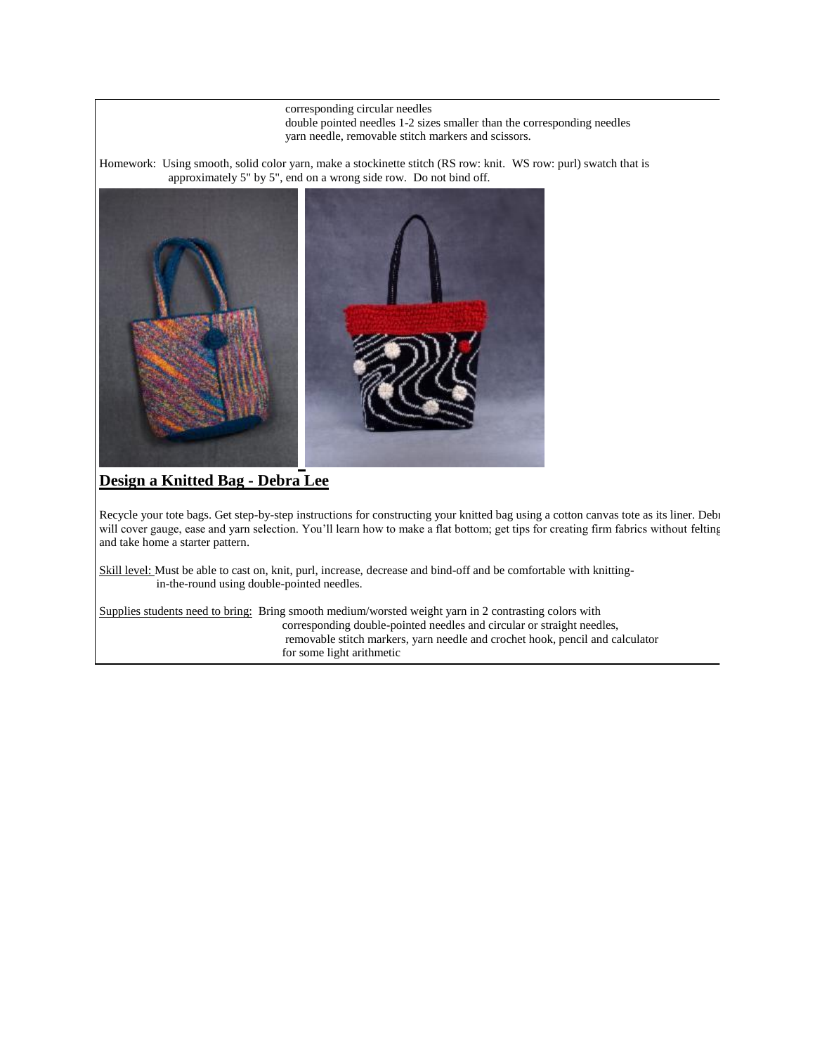corresponding circular needles
double pointed needles 1-2 sizes smaller than the corresponding needles
yarn needle, removable stitch markers and scissors.

Homework: Using smooth, solid color yarn, make a stockinette stitch (RS row: knit. WS row: purl) swatch that is approximately 5" by 5", end on a wrong side row. Do not bind off.

## Design a Knitted Bag - Debra Lee

Recycle your tote bags. Get step-by-step instructions for constructing your knitted bag using a cotton canvas tote as its liner. Debı will cover gauge, ease and yarn selection. You'll learn how to make a flat bottom; get tips for creating firm fabrics without felting and take home a starter pattern.

Skill level: Must be able to cast on, knit, purl, increase, decrease and bind-off and be comfortable with knitting-in-the-round using double-pointed needles.

Supplies students need to bring: Bring smooth medium/worsted weight yarn in 2 contrasting colors with corresponding double-pointed needles and circular or straight needles, removable stitch markers, yarn needle and crochet hook, pencil and calculator for some light arithmetic